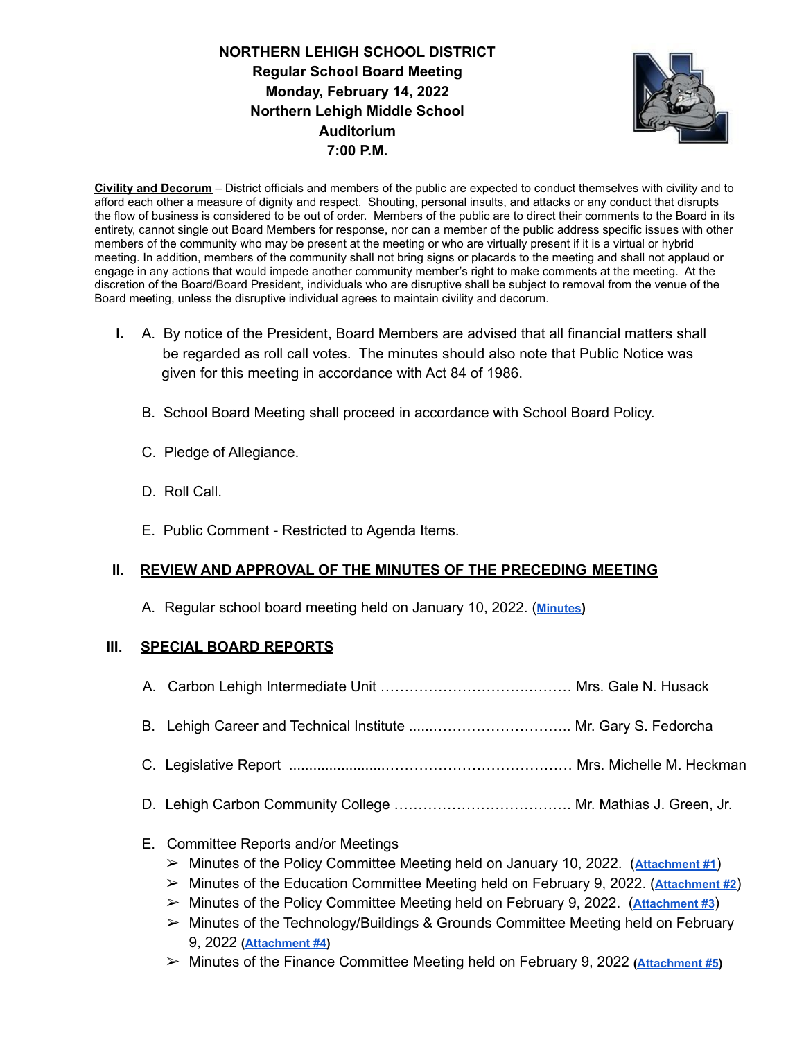# NORTHERN LEHIGH SCHOOL DISTRICT
**Regular School Board Meeting**
**Monday, February 14, 2022**
**Northern Lehigh Middle School**
**Auditorium**
**7:00 P.M.**

**Civility and Decorum** – District officials and members of the public are expected to conduct themselves with civility and to afford each other a measure of dignity and respect. Shouting, personal insults, and attacks or any conduct that disrupts the flow of business is considered to be out of order. Members of the public are to direct their comments to the Board in its entirety, cannot single out Board Members for response, nor can a member of the public address specific issues with other members of the community who may be present at the meeting or who are virtually present if it is a virtual or hybrid meeting. In addition, members of the community shall not bring signs or placards to the meeting and shall not applaud or engage in any actions that would impede another community member's right to make comments at the meeting. At the discretion of the Board/Board President, individuals who are disruptive shall be subject to removal from the venue of the Board meeting, unless the disruptive individual agrees to maintain civility and decorum.

**I.** A. By notice of the President, Board Members are advised that all financial matters shall be regarded as roll call votes. The minutes should also note that Public Notice was given for this meeting in accordance with Act 84 of 1986.

B. School Board Meeting shall proceed in accordance with School Board Policy.

C. Pledge of Allegiance.

D. Roll Call.

E. Public Comment - Restricted to Agenda Items.

## II. REVIEW AND APPROVAL OF THE MINUTES OF THE PRECEDING MEETING

A. Regular school board meeting held on January 10, 2022. (**Minutes**)

## III. SPECIAL BOARD REPORTS

A. Carbon Lehigh Intermediate Unit …………………………………… Mrs. Gale N. Husack

B. Lehigh Career and Technical Institute ......………………………….. Mr. Gary S. Fedorcha

C. Legislative Report ......................………………………………… Mrs. Michelle M. Heckman

D. Lehigh Carbon Community College ……………………………….. Mr. Mathias J. Green, Jr.

E. Committee Reports and/or Meetings

- ➢ Minutes of the Policy Committee Meeting held on January 10, 2022. (**Attachment #1**)
- ➢ Minutes of the Education Committee Meeting held on February 9, 2022. (**Attachment #2**)
- ➢ Minutes of the Policy Committee Meeting held on February 9, 2022. (**Attachment #3**)
- ➢ Minutes of the Technology/Buildings & Grounds Committee Meeting held on February 9, 2022 (**Attachment #4**)
- ➢ Minutes of the Finance Committee Meeting held on February 9, 2022 (**Attachment #5**)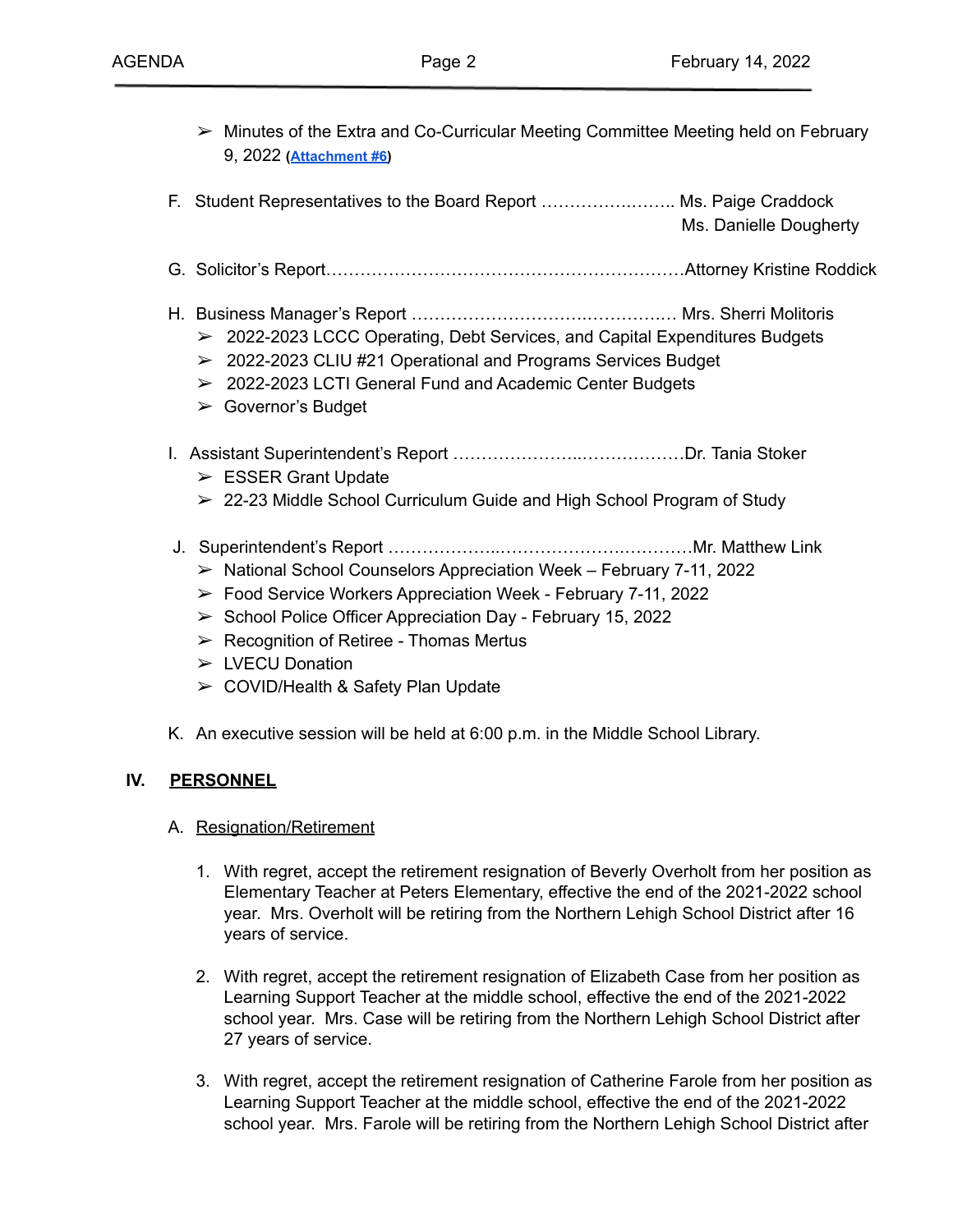- ➢ Minutes of the Extra and Co-Curricular Meeting Committee Meeting held on February 9, 2022 **(Attachment #6)**

F. Student Representatives to the Board Report …………………….. Ms. Paige Craddock
Ms. Danielle Dougherty

G. Solicitor's Report………………………………………………………Attorney Kristine Roddick

H. Business Manager's Report ………………………………………… Mrs. Sherri Molitoris
- ➢ 2022-2023 LCCC Operating, Debt Services, and Capital Expenditures Budgets
- ➢ 2022-2023 CLIU #21 Operational and Programs Services Budget
- ➢ 2022-2023 LCTI General Fund and Academic Center Budgets
- ➢ Governor's Budget

I. Assistant Superintendent's Report ……………………..………………Dr. Tania Stoker
- ➢ ESSER Grant Update
- ➢ 22-23 Middle School Curriculum Guide and High School Program of Study

J. Superintendent's Report ………………….…………………….…………Mr. Matthew Link
- ➢ National School Counselors Appreciation Week – February 7-11, 2022
- ➢ Food Service Workers Appreciation Week - February 7-11, 2022
- ➢ School Police Officer Appreciation Day - February 15, 2022
- ➢ Recognition of Retiree - Thomas Mertus
- ➢ LVECU Donation
- ➢ COVID/Health & Safety Plan Update

K. An executive session will be held at 6:00 p.m. in the Middle School Library.

## IV. PERSONNEL

A. Resignation/Retirement

1. With regret, accept the retirement resignation of Beverly Overholt from her position as Elementary Teacher at Peters Elementary, effective the end of the 2021-2022 school year. Mrs. Overholt will be retiring from the Northern Lehigh School District after 16 years of service.

2. With regret, accept the retirement resignation of Elizabeth Case from her position as Learning Support Teacher at the middle school, effective the end of the 2021-2022 school year. Mrs. Case will be retiring from the Northern Lehigh School District after 27 years of service.

3. With regret, accept the retirement resignation of Catherine Farole from her position as Learning Support Teacher at the middle school, effective the end of the 2021-2022 school year. Mrs. Farole will be retiring from the Northern Lehigh School District after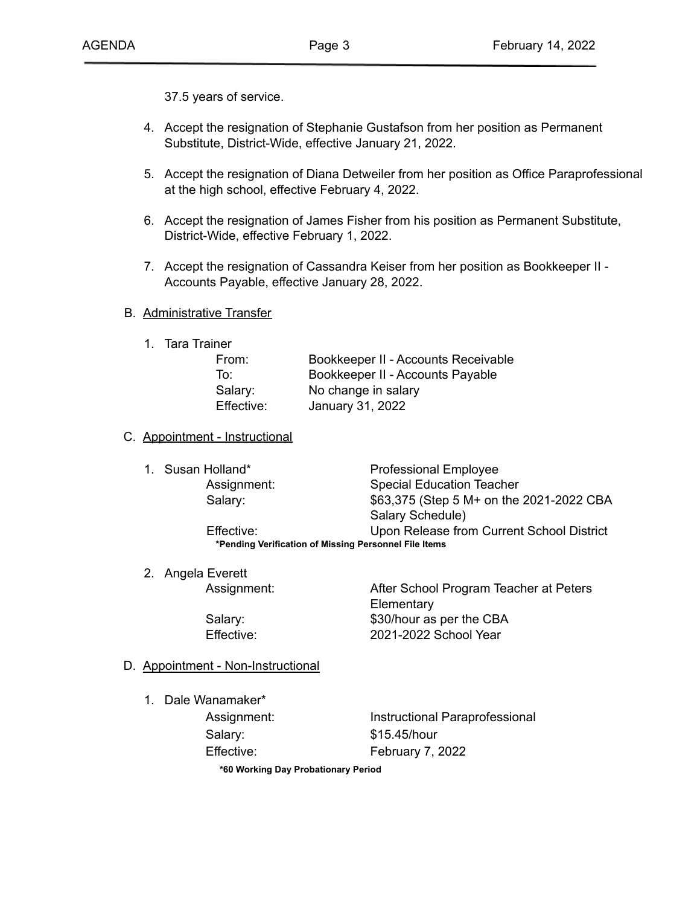37.5 years of service.

4. Accept the resignation of Stephanie Gustafson from her position as Permanent Substitute, District-Wide, effective January 21, 2022.

5. Accept the resignation of Diana Detweiler from her position as Office Paraprofessional at the high school, effective February 4, 2022.

6. Accept the resignation of James Fisher from his position as Permanent Substitute, District-Wide, effective February 1, 2022.

7. Accept the resignation of Cassandra Keiser from her position as Bookkeeper II - Accounts Payable, effective January 28, 2022.

B. Administrative Transfer

1. Tara Trainer

| | |
|---|---|
| From: | Bookkeeper II - Accounts Receivable |
| To: | Bookkeeper II - Accounts Payable |
| Salary: | No change in salary |
| Effective: | January 31, 2022 |

C. Appointment - Instructional

1. Susan Holland* — Professional Employee

| | |
|---|---|
| Assignment: | Special Education Teacher |
| Salary: | $63,375 (Step 5 M+ on the 2021-2022 CBA Salary Schedule) |
| Effective: | Upon Release from Current School District |

**\*Pending Verification of Missing Personnel File Items**

2. Angela Everett

| | |
|---|---|
| Assignment: | After School Program Teacher at Peters Elementary |
| Salary: | $30/hour as per the CBA |
| Effective: | 2021-2022 School Year |

D. Appointment - Non-Instructional

1. Dale Wanamaker*

| | |
|---|---|
| Assignment: | Instructional Paraprofessional |
| Salary: | $15.45/hour |
| Effective: | February 7, 2022 |

**\*60 Working Day Probationary Period**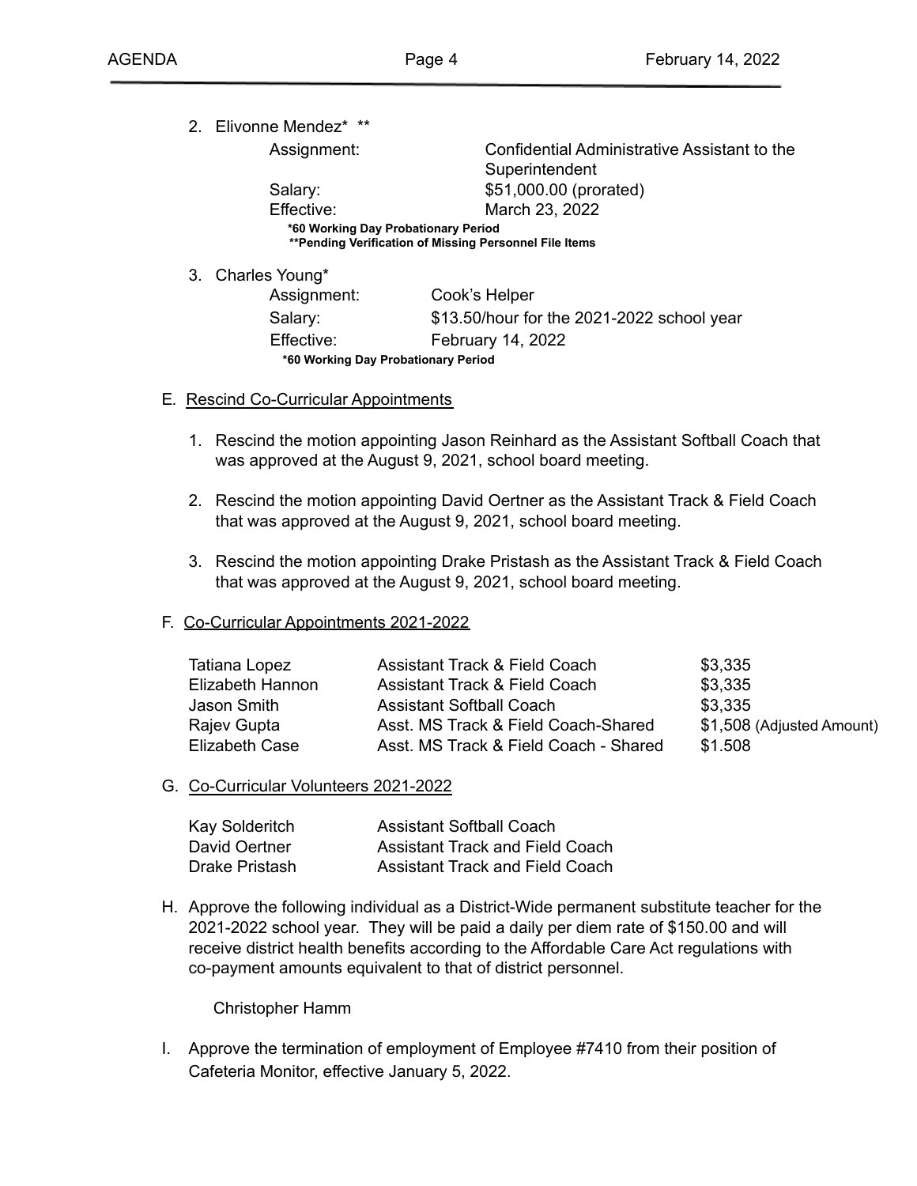2. Elivonne Mendez* **

   | | |
   |---|---|
   | Assignment: | Confidential Administrative Assistant to the Superintendent |
   | Salary: | $51,000.00 (prorated) |
   | Effective: | March 23, 2022 |

   **\*60 Working Day Probationary Period**
   **\*\*Pending Verification of Missing Personnel File Items**

3. Charles Young*

   | | |
   |---|---|
   | Assignment: | Cook's Helper |
   | Salary: | $13.50/hour for the 2021-2022 school year |
   | Effective: | February 14, 2022 |

   **\*60 Working Day Probationary Period**

E. Rescind Co-Curricular Appointments

1. Rescind the motion appointing Jason Reinhard as the Assistant Softball Coach that was approved at the August 9, 2021, school board meeting.

2. Rescind the motion appointing David Oertner as the Assistant Track & Field Coach that was approved at the August 9, 2021, school board meeting.

3. Rescind the motion appointing Drake Pristash as the Assistant Track & Field Coach that was approved at the August 9, 2021, school board meeting.

F. Co-Curricular Appointments 2021-2022

| | | |
|---|---|---|
| Tatiana Lopez | Assistant Track & Field Coach | $3,335 |
| Elizabeth Hannon | Assistant Track & Field Coach | $3,335 |
| Jason Smith | Assistant Softball Coach | $3,335 |
| Rajev Gupta | Asst. MS Track & Field Coach-Shared | $1,508 (Adjusted Amount) |
| Elizabeth Case | Asst. MS Track & Field Coach - Shared | $1.508 |

G. Co-Curricular Volunteers 2021-2022

| | |
|---|---|
| Kay Solderitch | Assistant Softball Coach |
| David Oertner | Assistant Track and Field Coach |
| Drake Pristash | Assistant Track and Field Coach |

H. Approve the following individual as a District-Wide permanent substitute teacher for the 2021-2022 school year. They will be paid a daily per diem rate of $150.00 and will receive district health benefits according to the Affordable Care Act regulations with co-payment amounts equivalent to that of district personnel.

   Christopher Hamm

I. Approve the termination of employment of Employee #7410 from their position of Cafeteria Monitor, effective January 5, 2022.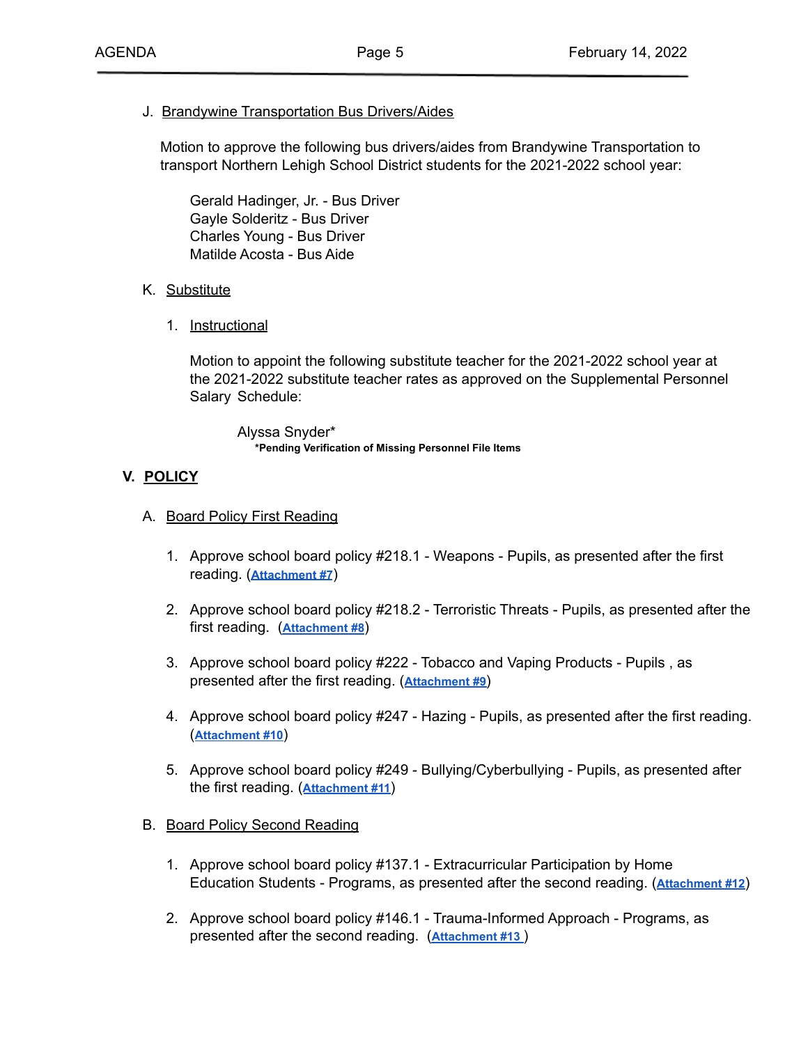J. <u>Brandywine Transportation Bus Drivers/Aides</u>

Motion to approve the following bus drivers/aides from Brandywine Transportation to transport Northern Lehigh School District students for the 2021-2022 school year:

Gerald Hadinger, Jr. - Bus Driver
Gayle Solderitz - Bus Driver
Charles Young - Bus Driver
Matilde Acosta - Bus Aide

K. <u>Substitute</u>

1. <u>Instructional</u>

Motion to appoint the following substitute teacher for the 2021-2022 school year at the 2021-2022 substitute teacher rates as approved on the Supplemental Personnel Salary Schedule:

Alyssa Snyder*
**\*Pending Verification of Missing Personnel File Items**

## V. POLICY

A. <u>Board Policy First Reading</u>

1. Approve school board policy #218.1 - Weapons - Pupils, as presented after the first reading. (**Attachment #7**)

2. Approve school board policy #218.2 - Terroristic Threats - Pupils, as presented after the first reading. (**Attachment #8**)

3. Approve school board policy #222 - Tobacco and Vaping Products - Pupils , as presented after the first reading. (**Attachment #9**)

4. Approve school board policy #247 - Hazing - Pupils, as presented after the first reading. (**Attachment #10**)

5. Approve school board policy #249 - Bullying/Cyberbullying - Pupils, as presented after the first reading. (**Attachment #11**)

B. <u>Board Policy Second Reading</u>

1. Approve school board policy #137.1 - Extracurricular Participation by Home Education Students - Programs, as presented after the second reading. (**Attachment #12**)

2. Approve school board policy #146.1 - Trauma-Informed Approach - Programs, as presented after the second reading. (**Attachment #13**)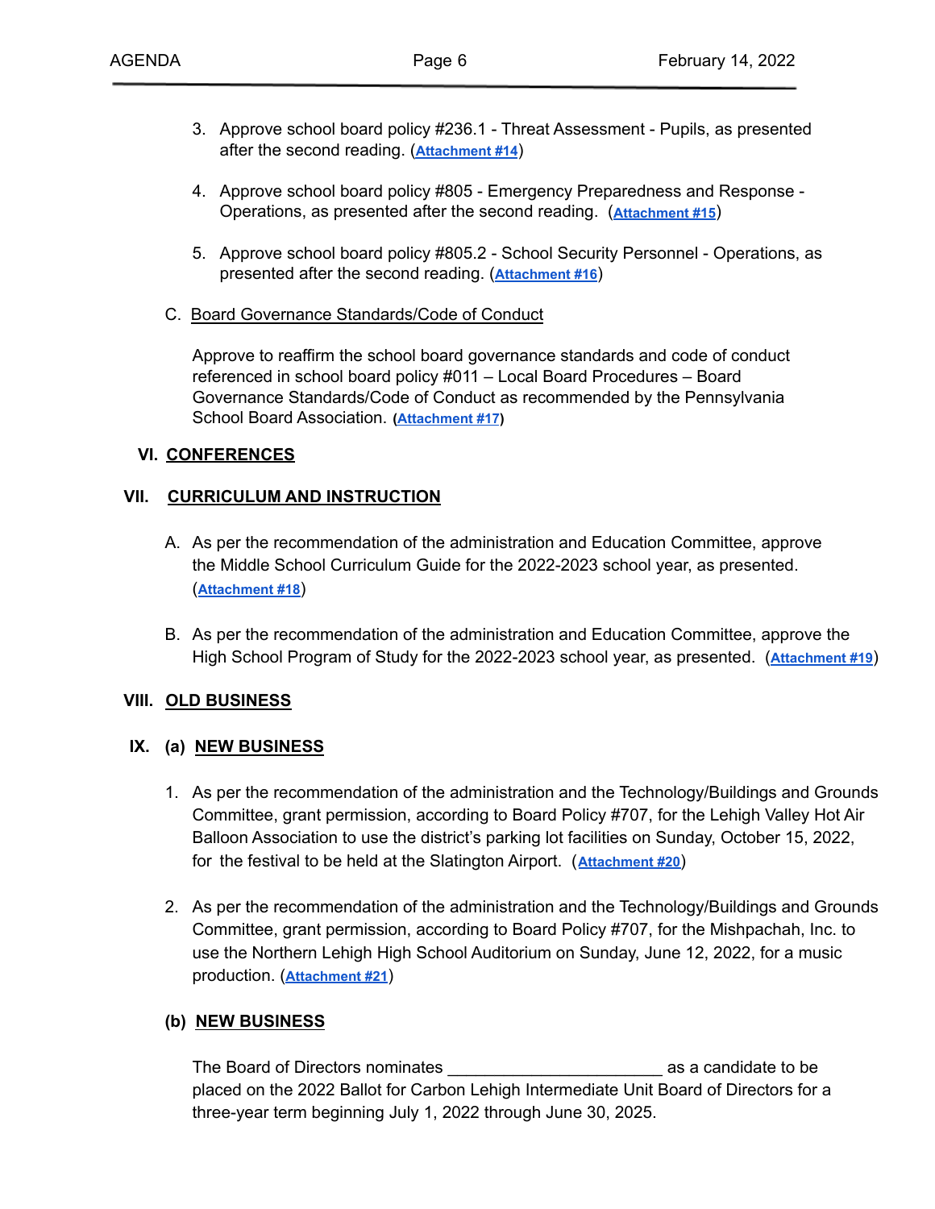3. Approve school board policy #236.1 - Threat Assessment - Pupils, as presented after the second reading. (**Attachment #14**)

4. Approve school board policy #805 - Emergency Preparedness and Response - Operations, as presented after the second reading. (**Attachment #15**)

5. Approve school board policy #805.2 - School Security Personnel - Operations, as presented after the second reading. (**Attachment #16**)

C. Board Governance Standards/Code of Conduct

Approve to reaffirm the school board governance standards and code of conduct referenced in school board policy #011 – Local Board Procedures – Board Governance Standards/Code of Conduct as recommended by the Pennsylvania School Board Association. (**Attachment #17**)

## VI. CONFERENCES

## VII. CURRICULUM AND INSTRUCTION

A. As per the recommendation of the administration and Education Committee, approve the Middle School Curriculum Guide for the 2022-2023 school year, as presented. (**Attachment #18**)

B. As per the recommendation of the administration and Education Committee, approve the High School Program of Study for the 2022-2023 school year, as presented. (**Attachment #19**)

## VIII. OLD BUSINESS

## IX. (a) NEW BUSINESS

1. As per the recommendation of the administration and the Technology/Buildings and Grounds Committee, grant permission, according to Board Policy #707, for the Lehigh Valley Hot Air Balloon Association to use the district's parking lot facilities on Sunday, October 15, 2022, for the festival to be held at the Slatington Airport. (**Attachment #20**)

2. As per the recommendation of the administration and the Technology/Buildings and Grounds Committee, grant permission, according to Board Policy #707, for the Mishpachah, Inc. to use the Northern Lehigh High School Auditorium on Sunday, June 12, 2022, for a music production. (**Attachment #21**)

### (b) NEW BUSINESS

The Board of Directors nominates _______________________ as a candidate to be placed on the 2022 Ballot for Carbon Lehigh Intermediate Unit Board of Directors for a three-year term beginning July 1, 2022 through June 30, 2025.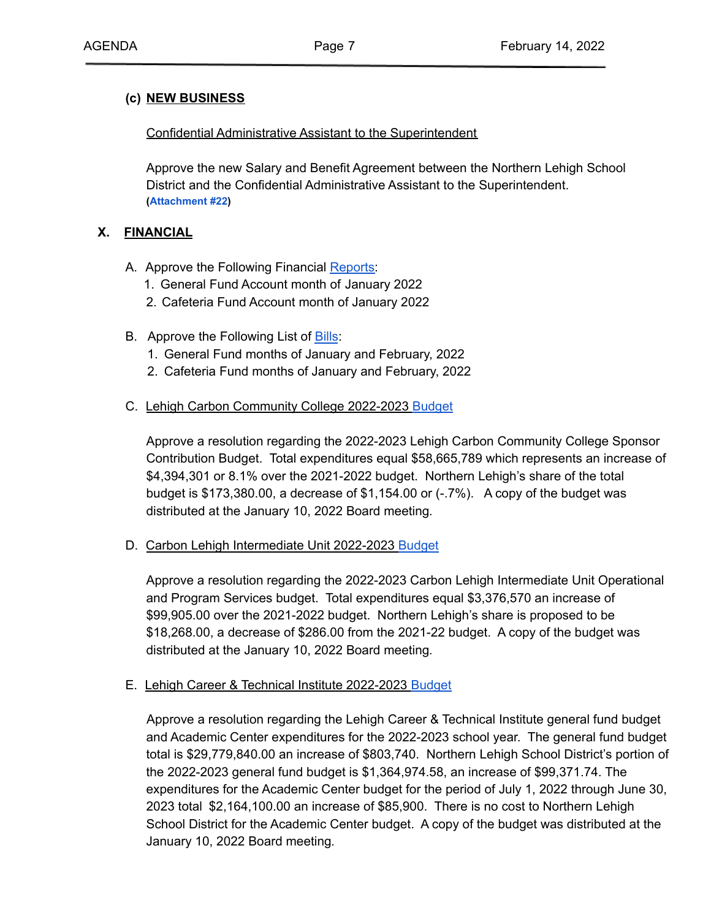**(c) NEW BUSINESS**

Confidential Administrative Assistant to the Superintendent

Approve the new Salary and Benefit Agreement between the Northern Lehigh School District and the Confidential Administrative Assistant to the Superintendent. (**Attachment #22**)

## X. FINANCIAL

A. Approve the Following Financial Reports:
   1. General Fund Account month of January 2022
   2. Cafeteria Fund Account month of January 2022

B. Approve the Following List of Bills:
   1. General Fund months of January and February, 2022
   2. Cafeteria Fund months of January and February, 2022

C. Lehigh Carbon Community College 2022-2023 Budget

   Approve a resolution regarding the 2022-2023 Lehigh Carbon Community College Sponsor Contribution Budget. Total expenditures equal $58,665,789 which represents an increase of $4,394,301 or 8.1% over the 2021-2022 budget. Northern Lehigh's share of the total budget is $173,380.00, a decrease of $1,154.00 or (-.7%). A copy of the budget was distributed at the January 10, 2022 Board meeting.

D. Carbon Lehigh Intermediate Unit 2022-2023 Budget

   Approve a resolution regarding the 2022-2023 Carbon Lehigh Intermediate Unit Operational and Program Services budget. Total expenditures equal $3,376,570 an increase of $99,905.00 over the 2021-2022 budget. Northern Lehigh's share is proposed to be $18,268.00, a decrease of $286.00 from the 2021-22 budget. A copy of the budget was distributed at the January 10, 2022 Board meeting.

E. Lehigh Career & Technical Institute 2022-2023 Budget

   Approve a resolution regarding the Lehigh Career & Technical Institute general fund budget and Academic Center expenditures for the 2022-2023 school year. The general fund budget total is $29,779,840.00 an increase of $803,740. Northern Lehigh School District's portion of the 2022-2023 general fund budget is $1,364,974.58, an increase of $99,371.74. The expenditures for the Academic Center budget for the period of July 1, 2022 through June 30, 2023 total $2,164,100.00 an increase of $85,900. There is no cost to Northern Lehigh School District for the Academic Center budget. A copy of the budget was distributed at the January 10, 2022 Board meeting.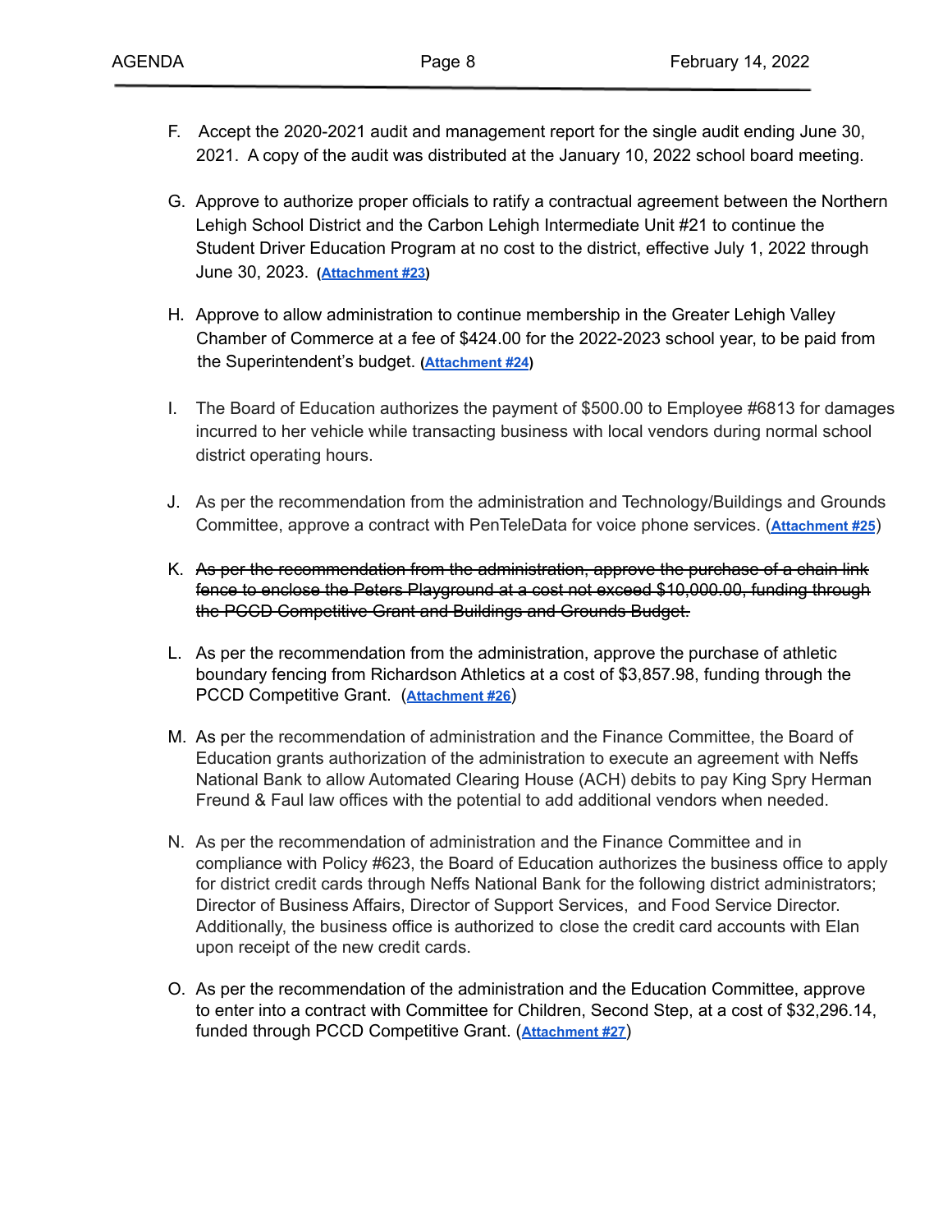F. Accept the 2020-2021 audit and management report for the single audit ending June 30, 2021. A copy of the audit was distributed at the January 10, 2022 school board meeting.

G. Approve to authorize proper officials to ratify a contractual agreement between the Northern Lehigh School District and the Carbon Lehigh Intermediate Unit #21 to continue the Student Driver Education Program at no cost to the district, effective July 1, 2022 through June 30, 2023. (**Attachment #23**)

H. Approve to allow administration to continue membership in the Greater Lehigh Valley Chamber of Commerce at a fee of $424.00 for the 2022-2023 school year, to be paid from the Superintendent's budget. (**Attachment #24**)

I. The Board of Education authorizes the payment of $500.00 to Employee #6813 for damages incurred to her vehicle while transacting business with local vendors during normal school district operating hours.

J. As per the recommendation from the administration and Technology/Buildings and Grounds Committee, approve a contract with PenTeleData for voice phone services. (**Attachment #25**)

K. ~~As per the recommendation from the administration, approve the purchase of a chain link fence to enclose the Peters Playground at a cost not exceed $10,000.00, funding through the PCCD Competitive Grant and Buildings and Grounds Budget.~~

L. As per the recommendation from the administration, approve the purchase of athletic boundary fencing from Richardson Athletics at a cost of $3,857.98, funding through the PCCD Competitive Grant. (**Attachment #26**)

M. As per the recommendation of administration and the Finance Committee, the Board of Education grants authorization of the administration to execute an agreement with Neffs National Bank to allow Automated Clearing House (ACH) debits to pay King Spry Herman Freund & Faul law offices with the potential to add additional vendors when needed.

N. As per the recommendation of administration and the Finance Committee and in compliance with Policy #623, the Board of Education authorizes the business office to apply for district credit cards through Neffs National Bank for the following district administrators; Director of Business Affairs, Director of Support Services, and Food Service Director. Additionally, the business office is authorized to close the credit card accounts with Elan upon receipt of the new credit cards.

O. As per the recommendation of the administration and the Education Committee, approve to enter into a contract with Committee for Children, Second Step, at a cost of $32,296.14, funded through PCCD Competitive Grant. (**Attachment #27**)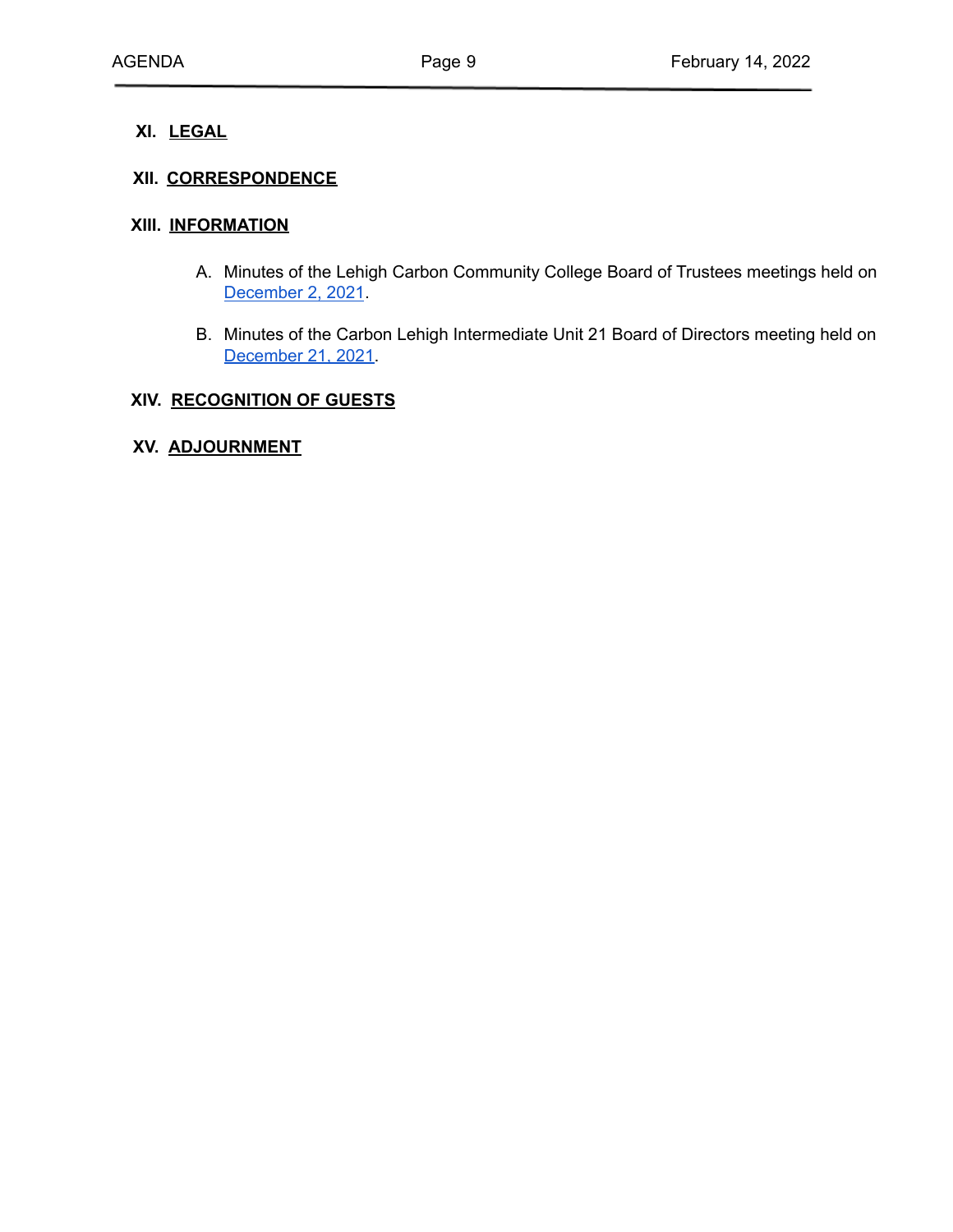## XI. LEGAL

## XII. CORRESPONDENCE

## XIII. INFORMATION

A. Minutes of the Lehigh Carbon Community College Board of Trustees meetings held on December 2, 2021.

B. Minutes of the Carbon Lehigh Intermediate Unit 21 Board of Directors meeting held on December 21, 2021.

## XIV. RECOGNITION OF GUESTS

## XV. ADJOURNMENT